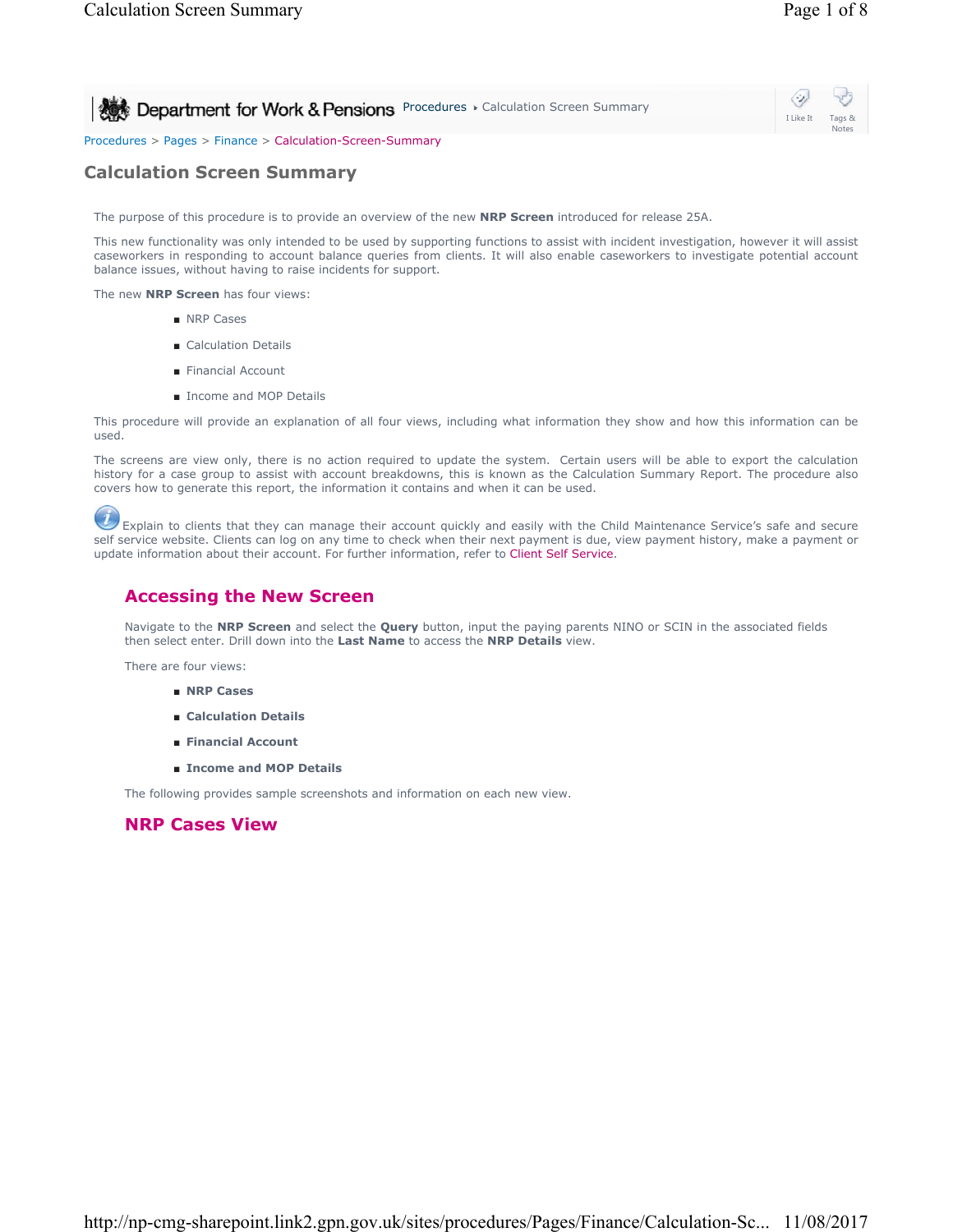Department for Work & Pensions Procedures ▸ Calculation Screen Summary

Procedures > Pages > Finance > Calculation-Screen-Summary

# Calculation Screen Summary

The purpose of this procedure is to provide an overview of the new **NRP Screen** introduced for release 25A.

This new functionality was only intended to be used by supporting functions to assist with incident investigation, however it will assist caseworkers in responding to account balance queries from clients. It will also enable caseworkers to investigate potential account balance issues, without having to raise incidents for support.

The new **NRP Screen** has four views:

- NRP Cases
- Calculation Details
- Financial Account
- Income and MOP Details

This procedure will provide an explanation of all four views, including what information they show and how this information can be used.

The screens are view only, there is no action required to update the system. Certain users will be able to export the calculation history for a case group to assist with account breakdowns, this is known as the Calculation Summary Report. The procedure also covers how to generate this report, the information it contains and when it can be used.

Explain to clients that they can manage their account quickly and easily with the Child Maintenance Service's safe and secure self service website. Clients can log on any time to check when their next payment is due, view payment history, make a payment or update information about their account. For further information, refer to Client Self Service.

## Accessing the New Screen

Navigate to the **NRP Screen** and select the **Query** button, input the paying parents NINO or SCIN in the associated fields then select enter. Drill down into the **Last Name** to access the **NRP Details** view.

There are four views:

- **NRP Cases**
- **Calculation Details**
- **Financial Account**
- **Income and MOP Details**

The following provides sample screenshots and information on each new view.

## NRP Cases View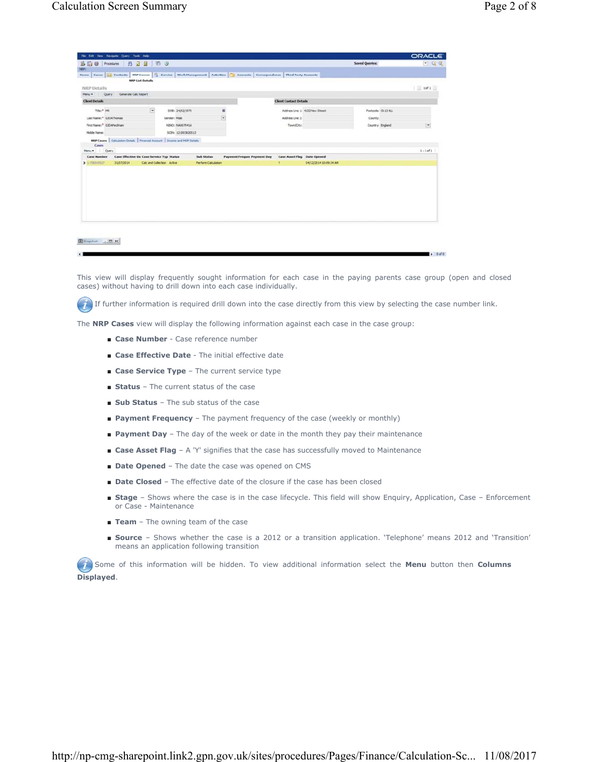This view will display frequently sought information for each case in the paying parents case group (open and closed cases) without having to drill down into each case individually.

If further information is required drill down into the case directly from this view by selecting the case number link.

The **NRP Cases** view will display the following information against each case in the case group:

- **Case Number** - Case reference number
- **Case Effective Date** - The initial effective date
- **Case Service Type** – The current service type
- **Status** – The current status of the case
- **Sub Status** – The sub status of the case
- **Payment Frequency** – The payment frequency of the case (weekly or monthly)
- **Payment Day** – The day of the week or date in the month they pay their maintenance
- **Case Asset Flag** – A 'Y' signifies that the case has successfully moved to Maintenance
- **Date Opened** – The date the case was opened on CMS
- **Date Closed** – The effective date of the closure if the case has been closed
- **Stage** – Shows where the case is in the case lifecycle. This field will show Enquiry, Application, Case – Enforcement or Case - Maintenance
- **Team** – The owning team of the case
- **Source** – Shows whether the case is a 2012 or a transition application. 'Telephone' means 2012 and 'Transition' means an application following transition

Some of this information will be hidden. To view additional information select the **Menu** button then **Columns Displayed**.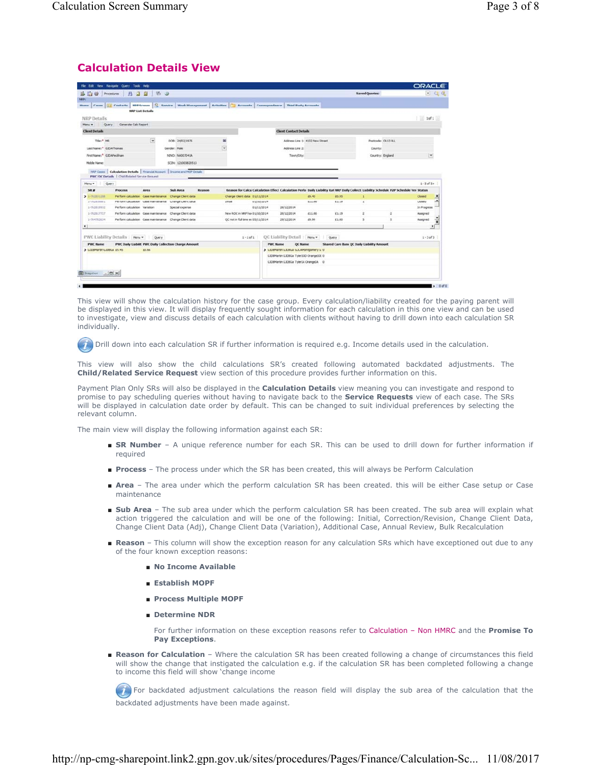## Calculation Details View

This view will show the calculation history for the case group. Every calculation/liability created for the paying parent will be displayed in this view. It will display frequently sought information for each calculation in this one view and can be used to investigate, view and discuss details of each calculation with clients without having to drill down into each calculation SR individually.

Drill down into each calculation SR if further information is required e.g. Income details used in the calculation.

This view will also show the child calculations SR's created following automated backdated adjustments. The **Child/Related Service Request** view section of this procedure provides further information on this.

Payment Plan Only SRs will also be displayed in the **Calculation Details** view meaning you can investigate and respond to promise to pay scheduling queries without having to navigate back to the **Service Requests** view of each case. The SRs will be displayed in calculation date order by default. This can be changed to suit individual preferences by selecting the relevant column.

The main view will display the following information against each SR:

- **SR Number** – A unique reference number for each SR. This can be used to drill down for further information if required
- **Process** – The process under which the SR has been created, this will always be Perform Calculation
- **Area** – The area under which the perform calculation SR has been created. this will be either Case setup or Case maintenance
- **Sub Area** – The sub area under which the perform calculation SR has been created. The sub area will explain what action triggered the calculation and will be one of the following: Initial, Correction/Revision, Change Client Data, Change Client Data (Adj), Change Client Data (Variation), Additional Case, Annual Review, Bulk Recalculation
- **Reason** – This column will show the exception reason for any calculation SRs which have exceptioned out due to any of the four known exception reasons:
  - **No Income Available**
  - **Establish MOPF**
  - **Process Multiple MOPF**
  - **Determine NDR**

  For further information on these exception reasons refer to Calculation – Non HMRC and the **Promise To Pay Exceptions**.
- **Reason for Calculation** – Where the calculation SR has been created following a change of circumstances this field will show the change that instigated the calculation e.g. if the calculation SR has been completed following a change to income this field will show 'change income

  For backdated adjustment calculations the reason field will display the sub area of the calculation that the backdated adjustments have been made against.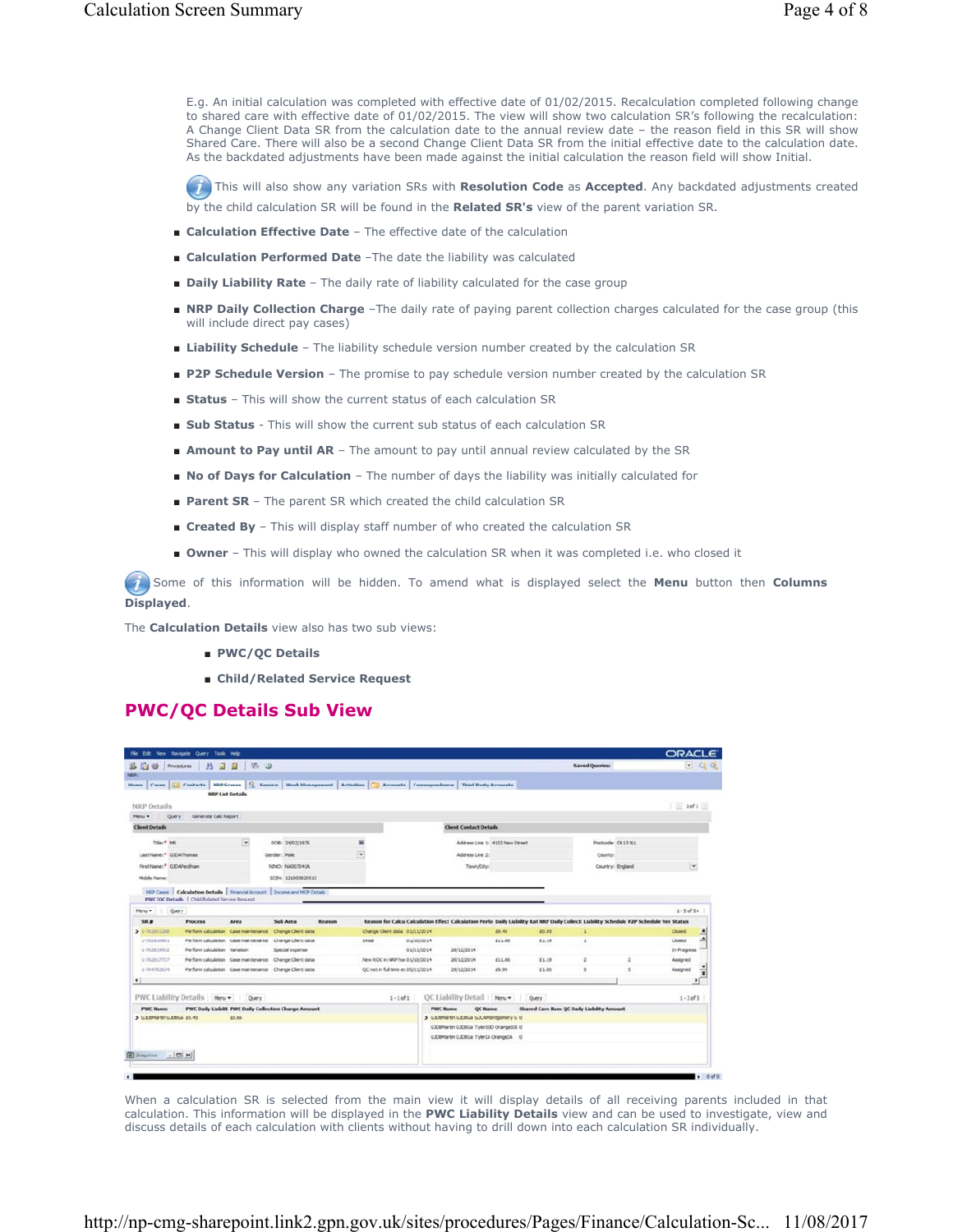E.g. An initial calculation was completed with effective date of 01/02/2015. Recalculation completed following change to shared care with effective date of 01/02/2015. The view will show two calculation SR's following the recalculation: A Change Client Data SR from the calculation date to the annual review date – the reason field in this SR will show Shared Care. There will also be a second Change Client Data SR from the initial effective date to the calculation date. As the backdated adjustments have been made against the initial calculation the reason field will show Initial.

This will also show any variation SRs with **Resolution Code** as **Accepted**. Any backdated adjustments created by the child calculation SR will be found in the **Related SR's** view of the parent variation SR.

- **Calculation Effective Date** – The effective date of the calculation
- **Calculation Performed Date** –The date the liability was calculated
- **Daily Liability Rate** – The daily rate of liability calculated for the case group
- **NRP Daily Collection Charge** –The daily rate of paying parent collection charges calculated for the case group (this will include direct pay cases)
- **Liability Schedule** – The liability schedule version number created by the calculation SR
- **P2P Schedule Version** – The promise to pay schedule version number created by the calculation SR
- **Status** – This will show the current status of each calculation SR
- **Sub Status** - This will show the current sub status of each calculation SR
- **Amount to Pay until AR** – The amount to pay until annual review calculated by the SR
- **No of Days for Calculation** – The number of days the liability was initially calculated for
- **Parent SR** – The parent SR which created the child calculation SR
- **Created By** – This will display staff number of who created the calculation SR
- **Owner** – This will display who owned the calculation SR when it was completed i.e. who closed it

Some of this information will be hidden. To amend what is displayed select the **Menu** button then **Columns Displayed**.

The **Calculation Details** view also has two sub views:

- **PWC/QC Details**
- **Child/Related Service Request**

## PWC/QC Details Sub View

When a calculation SR is selected from the main view it will display details of all receiving parents included in that calculation. This information will be displayed in the **PWC Liability Details** view and can be used to investigate, view and discuss details of each calculation with clients without having to drill down into each calculation SR individually.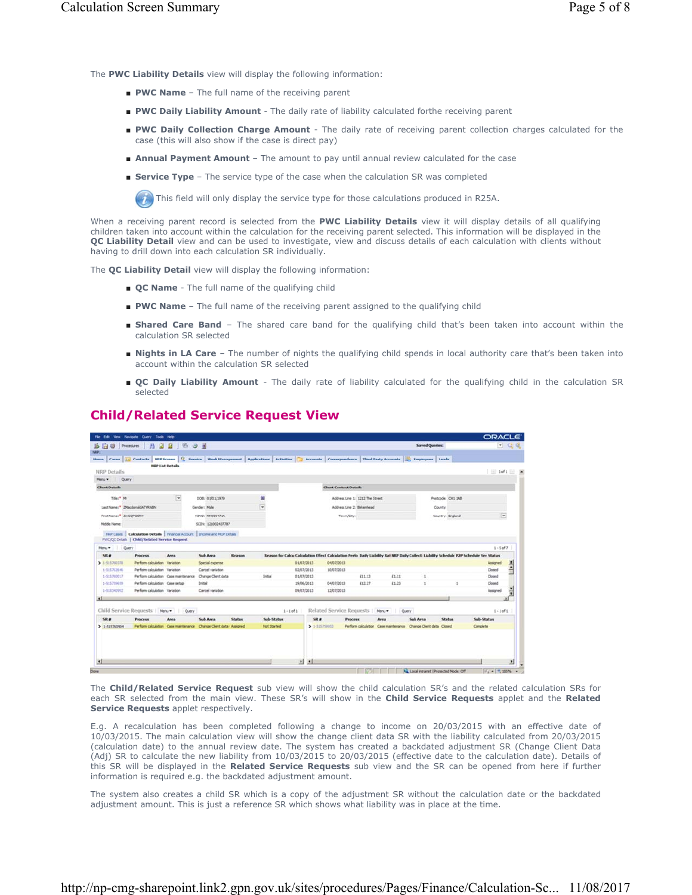The **PWC Liability Details** view will display the following information:

- **PWC Name** – The full name of the receiving parent
- **PWC Daily Liability Amount** - The daily rate of liability calculated forthe receiving parent
- **PWC Daily Collection Charge Amount** - The daily rate of receiving parent collection charges calculated for the case (this will also show if the case is direct pay)
- **Annual Payment Amount** – The amount to pay until annual review calculated for the case
- **Service Type** – The service type of the case when the calculation SR was completed

  This field will only display the service type for those calculations produced in R25A.

When a receiving parent record is selected from the **PWC Liability Details** view it will display details of all qualifying children taken into account within the calculation for the receiving parent selected. This information will be displayed in the **QC Liability Detail** view and can be used to investigate, view and discuss details of each calculation with clients without having to drill down into each calculation SR individually.

The **QC Liability Detail** view will display the following information:

- **QC Name** - The full name of the qualifying child
- **PWC Name** – The full name of the receiving parent assigned to the qualifying child
- **Shared Care Band** – The shared care band for the qualifying child that's been taken into account within the calculation SR selected
- **Nights in LA Care** – The number of nights the qualifying child spends in local authority care that's been taken into account within the calculation SR selected
- **QC Daily Liability Amount** - The daily rate of liability calculated for the qualifying child in the calculation SR selected

## Child/Related Service Request View

The **Child/Related Service Request** sub view will show the child calculation SR's and the related calculation SRs for each SR selected from the main view. These SR's will show in the **Child Service Requests** applet and the **Related Service Requests** applet respectively.

E.g. A recalculation has been completed following a change to income on 20/03/2015 with an effective date of 10/03/2015. The main calculation view will show the change client data SR with the liability calculated from 20/03/2015 (calculation date) to the annual review date. The system has created a backdated adjustment SR (Change Client Data (Adj) SR to calculate the new liability from 10/03/2015 to 20/03/2015 (effective date to the calculation date). Details of this SR will be displayed in the **Related Service Requests** sub view and the SR can be opened from here if further information is required e.g. the backdated adjustment amount.

The system also creates a child SR which is a copy of the adjustment SR without the calculation date or the backdated adjustment amount. This is just a reference SR which shows what liability was in place at the time.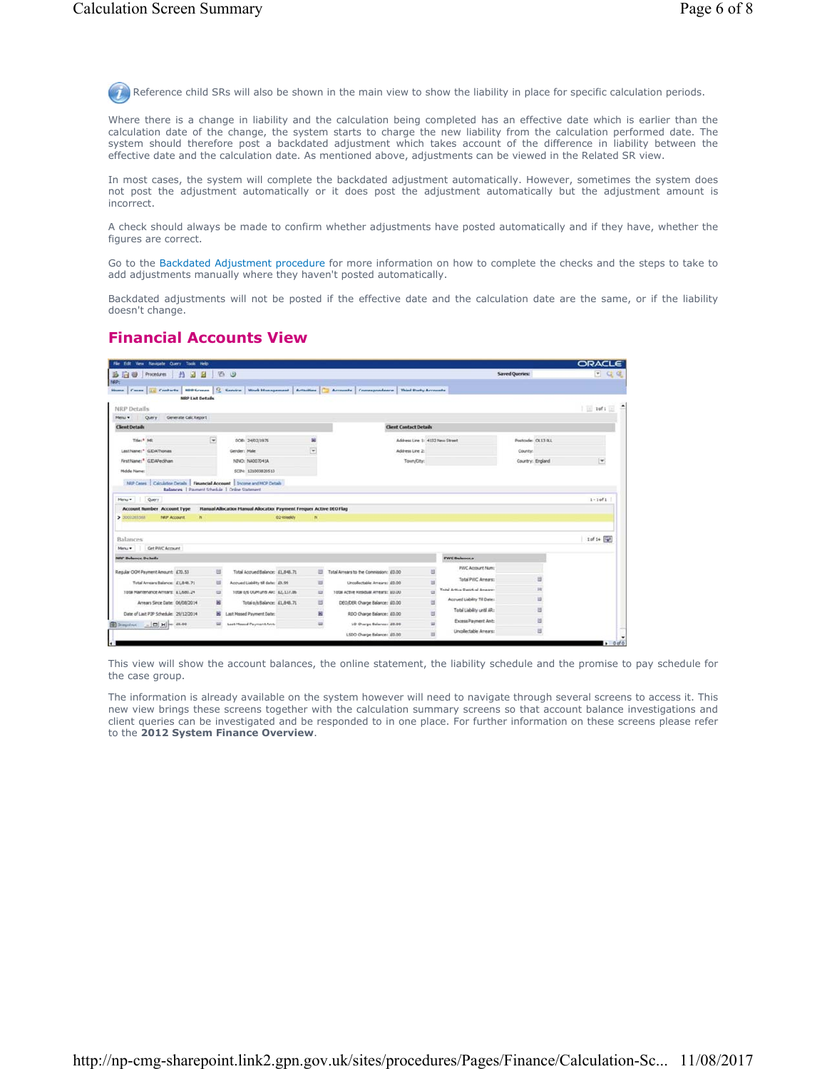Reference child SRs will also be shown in the main view to show the liability in place for specific calculation periods.

Where there is a change in liability and the calculation being completed has an effective date which is earlier than the calculation date of the change, the system starts to charge the new liability from the calculation performed date. The system should therefore post a backdated adjustment which takes account of the difference in liability between the effective date and the calculation date. As mentioned above, adjustments can be viewed in the Related SR view.

In most cases, the system will complete the backdated adjustment automatically. However, sometimes the system does not post the adjustment automatically or it does post the adjustment automatically but the adjustment amount is incorrect.

A check should always be made to confirm whether adjustments have posted automatically and if they have, whether the figures are correct.

Go to the Backdated Adjustment procedure for more information on how to complete the checks and the steps to take to add adjustments manually where they haven't posted automatically.

Backdated adjustments will not be posted if the effective date and the calculation date are the same, or if the liability doesn't change.

## Financial Accounts View

This view will show the account balances, the online statement, the liability schedule and the promise to pay schedule for the case group.

The information is already available on the system however will need to navigate through several screens to access it. This new view brings these screens together with the calculation summary screens so that account balance investigations and client queries can be investigated and be responded to in one place. For further information on these screens please refer to the **2012 System Finance Overview**.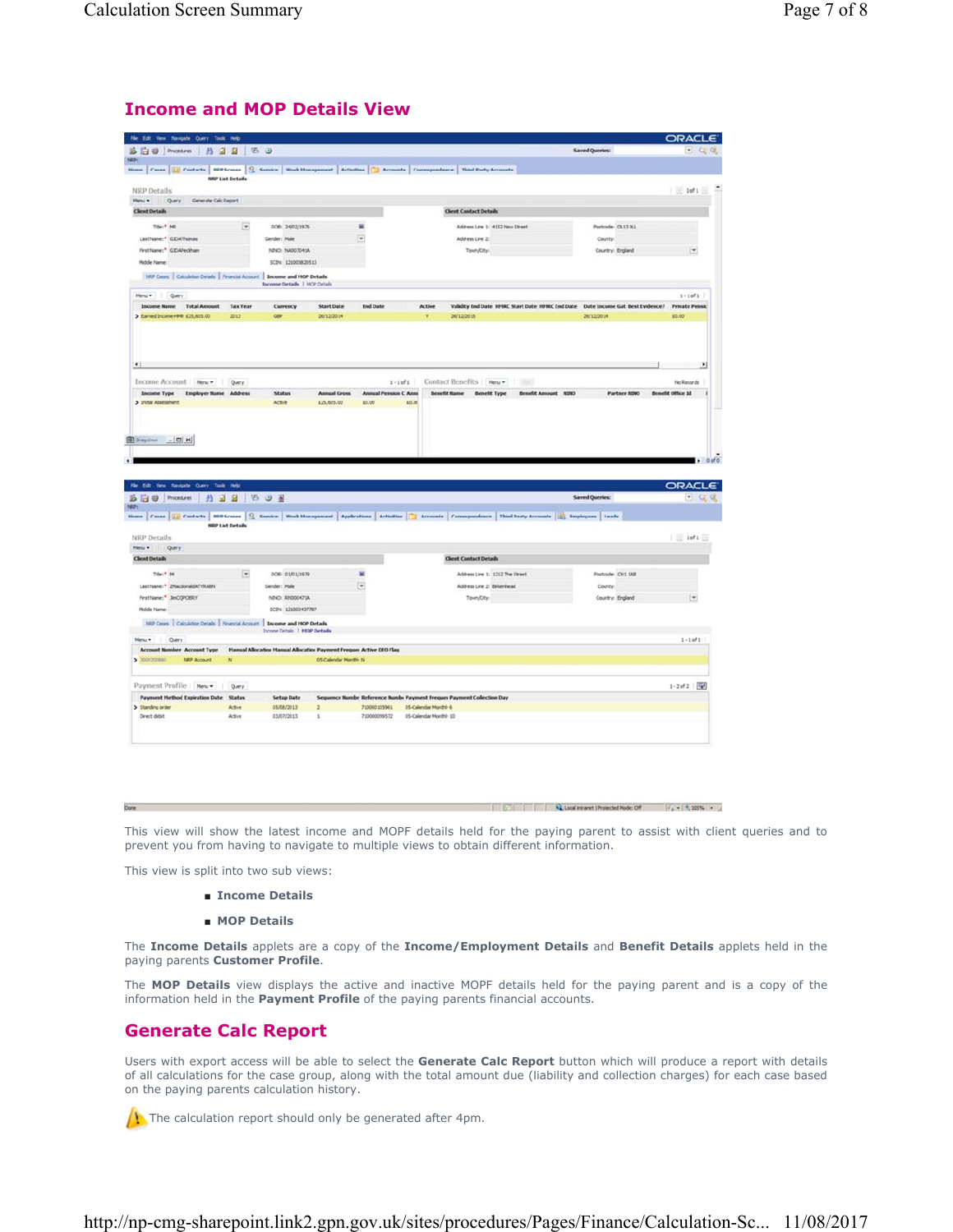## Income and MOP Details View

This view will show the latest income and MOPF details held for the paying parent to assist with client queries and to prevent you from having to navigate to multiple views to obtain different information.

This view is split into two sub views:

- **Income Details**
- **MOP Details**

The **Income Details** applets are a copy of the **Income/Employment Details** and **Benefit Details** applets held in the paying parents **Customer Profile**.

The **MOP Details** view displays the active and inactive MOPF details held for the paying parent and is a copy of the information held in the **Payment Profile** of the paying parents financial accounts.

## Generate Calc Report

Users with export access will be able to select the **Generate Calc Report** button which will produce a report with details of all calculations for the case group, along with the total amount due (liability and collection charges) for each case based on the paying parents calculation history.

The calculation report should only be generated after 4pm.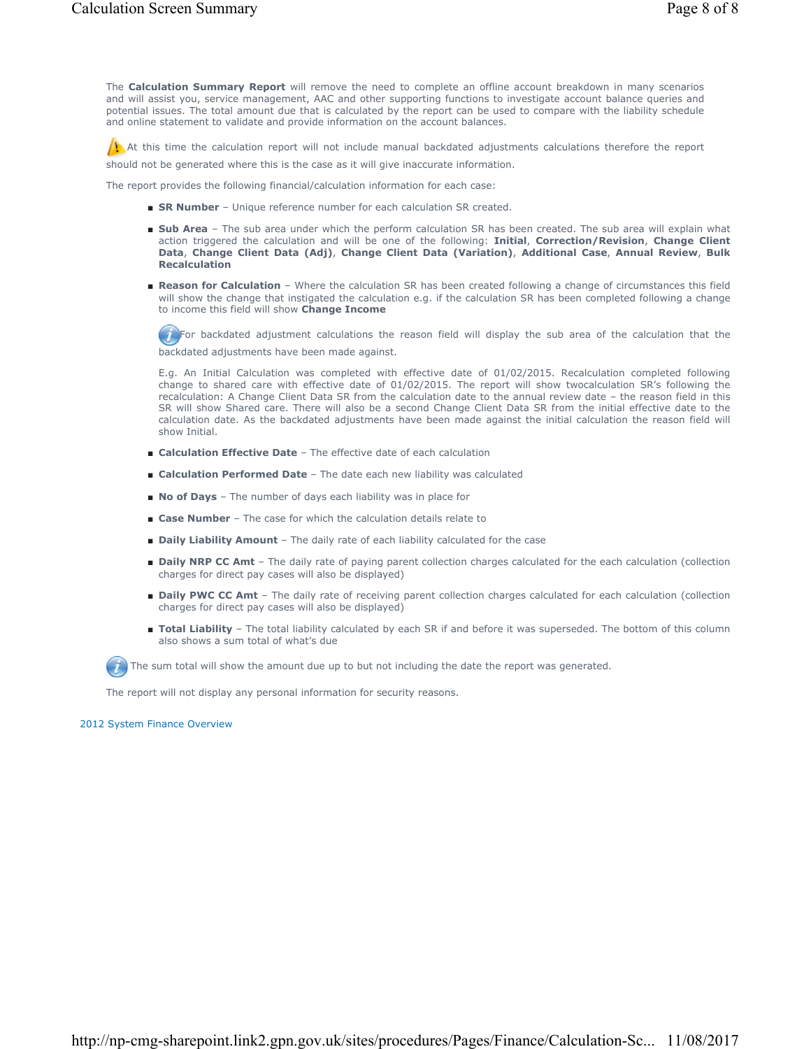The **Calculation Summary Report** will remove the need to complete an offline account breakdown in many scenarios and will assist you, service management, AAC and other supporting functions to investigate account balance queries and potential issues. The total amount due that is calculated by the report can be used to compare with the liability schedule and online statement to validate and provide information on the account balances.

At this time the calculation report will not include manual backdated adjustments calculations therefore the report should not be generated where this is the case as it will give inaccurate information.

The report provides the following financial/calculation information for each case:

- **SR Number** – Unique reference number for each calculation SR created.
- **Sub Area** – The sub area under which the perform calculation SR has been created. The sub area will explain what action triggered the calculation and will be one of the following: **Initial**, **Correction/Revision**, **Change Client Data**, **Change Client Data (Adj)**, **Change Client Data (Variation)**, **Additional Case**, **Annual Review**, **Bulk Recalculation**
- **Reason for Calculation** – Where the calculation SR has been created following a change of circumstances this field will show the change that instigated the calculation e.g. if the calculation SR has been completed following a change to income this field will show **Change Income**

  For backdated adjustment calculations the reason field will display the sub area of the calculation that the backdated adjustments have been made against.

  E.g. An Initial Calculation was completed with effective date of 01/02/2015. Recalculation completed following change to shared care with effective date of 01/02/2015. The report will show twocalculation SR's following the recalculation: A Change Client Data SR from the calculation date to the annual review date – the reason field in this SR will show Shared care. There will also be a second Change Client Data SR from the initial effective date to the calculation date. As the backdated adjustments have been made against the initial calculation the reason field will show Initial.
- **Calculation Effective Date** – The effective date of each calculation
- **Calculation Performed Date** – The date each new liability was calculated
- **No of Days** – The number of days each liability was in place for
- **Case Number** – The case for which the calculation details relate to
- **Daily Liability Amount** – The daily rate of each liability calculated for the case
- **Daily NRP CC Amt** – The daily rate of paying parent collection charges calculated for the each calculation (collection charges for direct pay cases will also be displayed)
- **Daily PWC CC Amt** – The daily rate of receiving parent collection charges calculated for each calculation (collection charges for direct pay cases will also be displayed)
- **Total Liability** – The total liability calculated by each SR if and before it was superseded. The bottom of this column also shows a sum total of what's due

The sum total will show the amount due up to but not including the date the report was generated.

The report will not display any personal information for security reasons.

2012 System Finance Overview